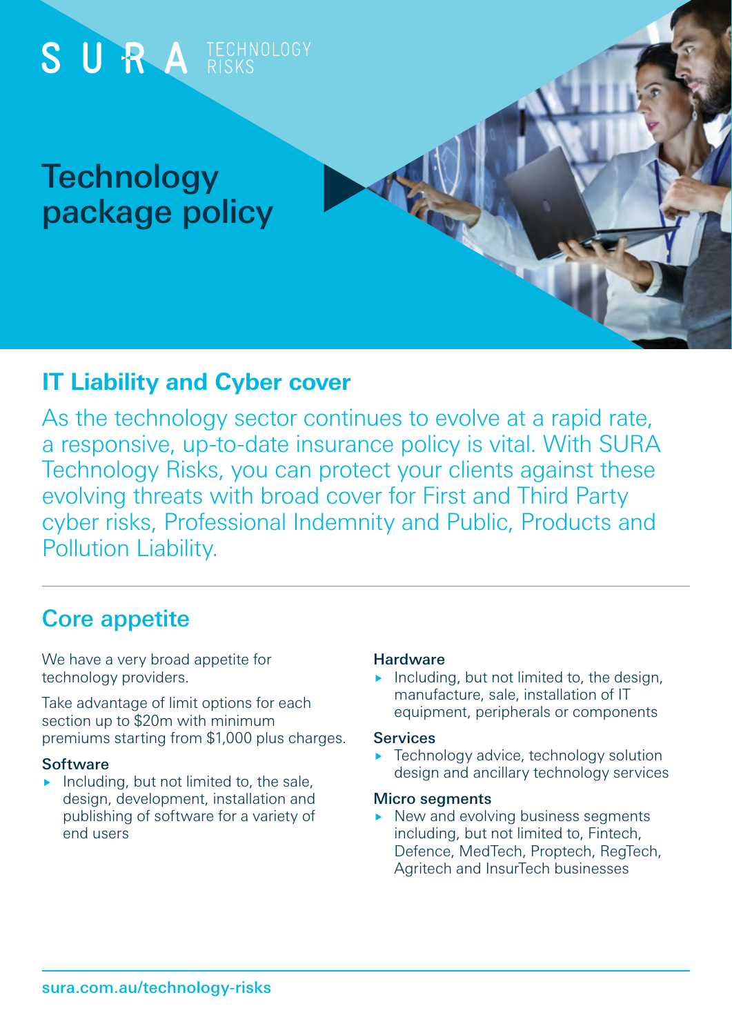SURA TECHNOLOGY RISKS

# Technology package policy

## IT Liability and Cyber cover

As the technology sector continues to evolve at a rapid rate, a responsive, up-to-date insurance policy is vital. With SURA Technology Risks, you can protect your clients against these evolving threats with broad cover for First and Third Party cyber risks, Professional Indemnity and Public, Products and Pollution Liability.

## Core appetite

We have a very broad appetite for technology providers.

Take advantage of limit options for each section up to $20m with minimum premiums starting from $1,000 plus charges.

### Software

- Including, but not limited to, the sale, design, development, installation and publishing of software for a variety of end users

### Hardware

- Including, but not limited to, the design, manufacture, sale, installation of IT equipment, peripherals or components

### Services

- Technology advice, technology solution design and ancillary technology services

### Micro segments

- New and evolving business segments including, but not limited to, Fintech, Defence, MedTech, Proptech, RegTech, Agritech and InsurTech businesses

sura.com.au/technology-risks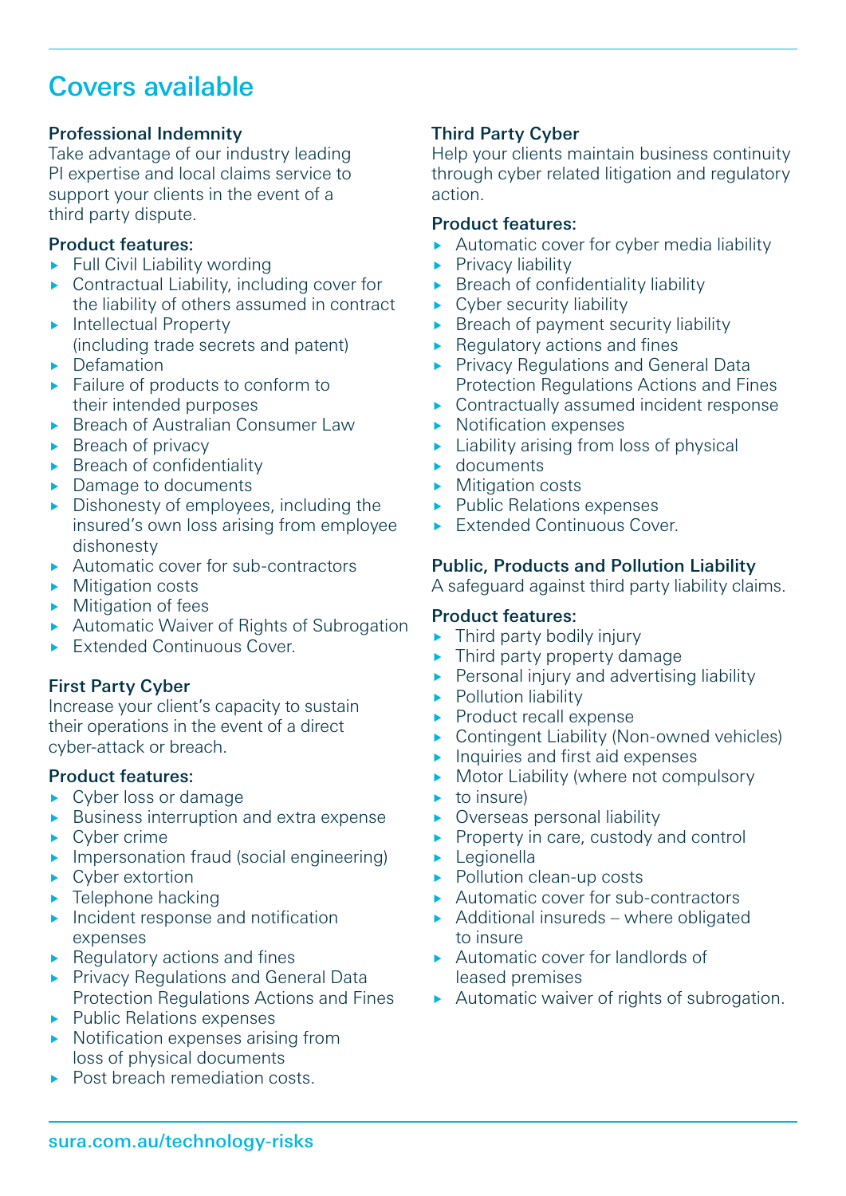# Covers available

### Professional Indemnity

Take advantage of our industry leading PI expertise and local claims service to support your clients in the event of a third party dispute.

**Product features:**

- Full Civil Liability wording
- Contractual Liability, including cover for the liability of others assumed in contract
- Intellectual Property (including trade secrets and patent)
- Defamation
- Failure of products to conform to their intended purposes
- Breach of Australian Consumer Law
- Breach of privacy
- Breach of confidentiality
- Damage to documents
- Dishonesty of employees, including the insured's own loss arising from employee dishonesty
- Automatic cover for sub-contractors
- Mitigation costs
- Mitigation of fees
- Automatic Waiver of Rights of Subrogation
- Extended Continuous Cover.

### First Party Cyber

Increase your client's capacity to sustain their operations in the event of a direct cyber-attack or breach.

**Product features:**

- Cyber loss or damage
- Business interruption and extra expense
- Cyber crime
- Impersonation fraud (social engineering)
- Cyber extortion
- Telephone hacking
- Incident response and notification expenses
- Regulatory actions and fines
- Privacy Regulations and General Data Protection Regulations Actions and Fines
- Public Relations expenses
- Notification expenses arising from loss of physical documents
- Post breach remediation costs.

### Third Party Cyber

Help your clients maintain business continuity through cyber related litigation and regulatory action.

**Product features:**

- Automatic cover for cyber media liability
- Privacy liability
- Breach of confidentiality liability
- Cyber security liability
- Breach of payment security liability
- Regulatory actions and fines
- Privacy Regulations and General Data Protection Regulations Actions and Fines
- Contractually assumed incident response
- Notification expenses
- Liability arising from loss of physical
- documents
- Mitigation costs
- Public Relations expenses
- Extended Continuous Cover.

### Public, Products and Pollution Liability

A safeguard against third party liability claims.

**Product features:**

- Third party bodily injury
- Third party property damage
- Personal injury and advertising liability
- Pollution liability
- Product recall expense
- Contingent Liability (Non-owned vehicles)
- Inquiries and first aid expenses
- Motor Liability (where not compulsory
- to insure)
- Overseas personal liability
- Property in care, custody and control
- Legionella
- Pollution clean-up costs
- Automatic cover for sub-contractors
- Additional insureds – where obligated to insure
- Automatic cover for landlords of leased premises
- Automatic waiver of rights of subrogation.

sura.com.au/technology-risks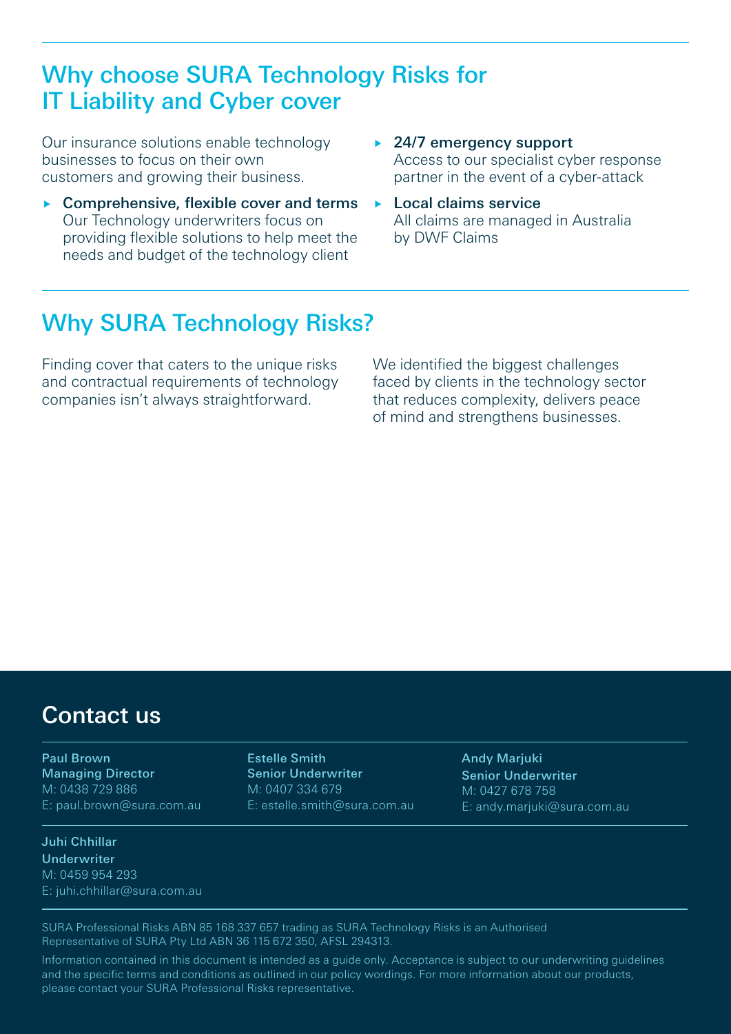## Why choose SURA Technology Risks for IT Liability and Cyber cover

Our insurance solutions enable technology businesses to focus on their own customers and growing their business.

- **Comprehensive, flexible cover and terms**
  Our Technology underwriters focus on providing flexible solutions to help meet the needs and budget of the technology client
- **24/7 emergency support**
  Access to our specialist cyber response partner in the event of a cyber-attack
- **Local claims service**
  All claims are managed in Australia by DWF Claims

## Why SURA Technology Risks?

Finding cover that caters to the unique risks and contractual requirements of technology companies isn't always straightforward.

We identified the biggest challenges faced by clients in the technology sector that reduces complexity, delivers peace of mind and strengthens businesses.

## Contact us

**Paul Brown**
**Managing Director**
M: 0438 729 886
E: paul.brown@sura.com.au

**Estelle Smith**
**Senior Underwriter**
M: 0407 334 679
E: estelle.smith@sura.com.au

**Andy Marjuki**
**Senior Underwriter**
M: 0427 678 758
E: andy.marjuki@sura.com.au

**Juhi Chhillar**
**Underwriter**
M: 0459 954 293
E: juhi.chhillar@sura.com.au

SURA Professional Risks ABN 85 168 337 657 trading as SURA Technology Risks is an Authorised Representative of SURA Pty Ltd ABN 36 115 672 350, AFSL 294313.

Information contained in this document is intended as a guide only. Acceptance is subject to our underwriting guidelines and the specific terms and conditions as outlined in our policy wordings. For more information about our products, please contact your SURA Professional Risks representative.